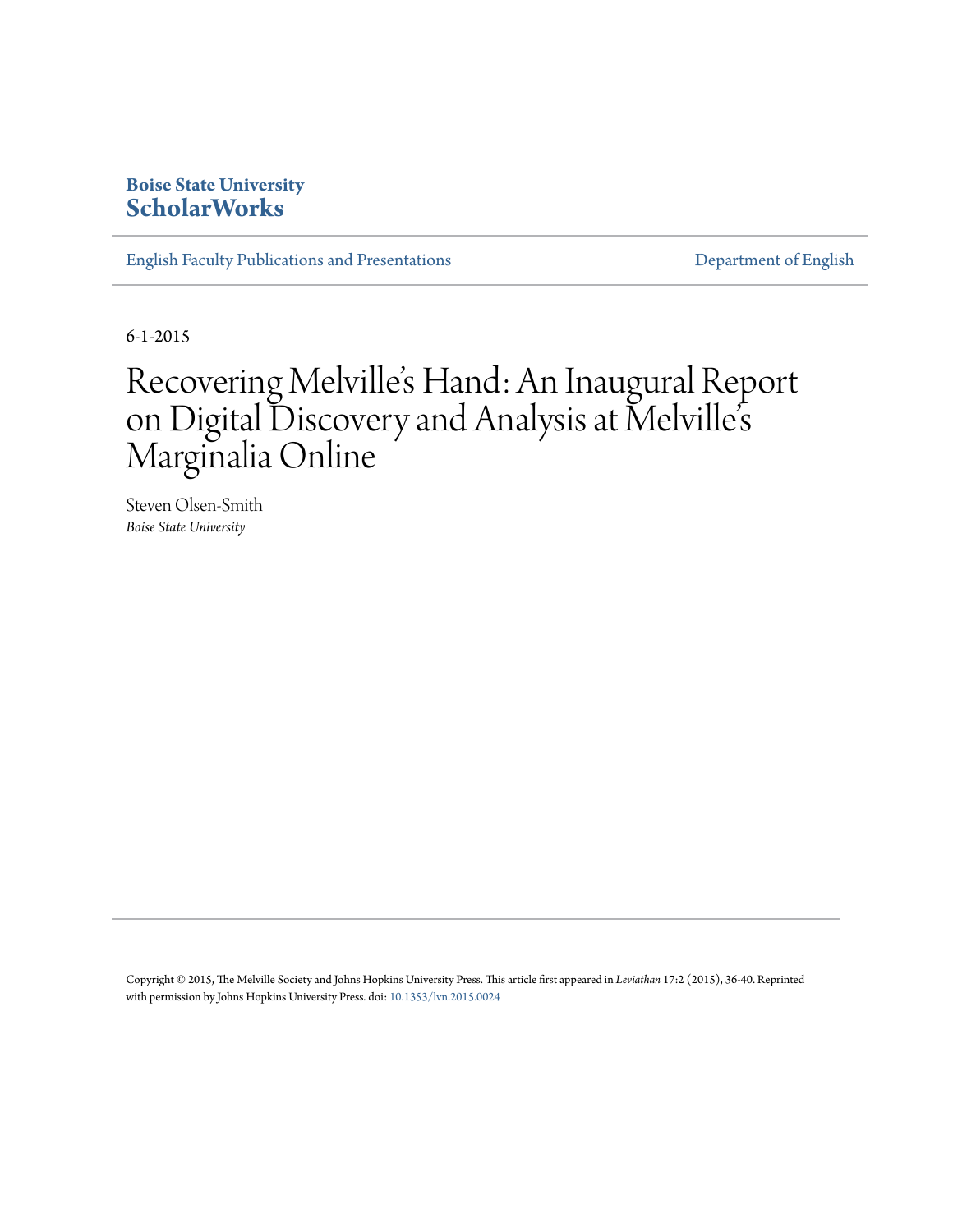**Boise State University**
**ScholarWorks**

English Faculty Publications and Presentations | Department of English

6-1-2015

# Recovering Melville's Hand: An Inaugural Report on Digital Discovery and Analysis at Melville's Marginalia Online

Steven Olsen-Smith
*Boise State University*

Copyright © 2015, The Melville Society and Johns Hopkins University Press. This article first appeared in *Leviathan* 17:2 (2015), 36-40. Reprinted with permission by Johns Hopkins University Press. doi: 10.1353/lvn.2015.0024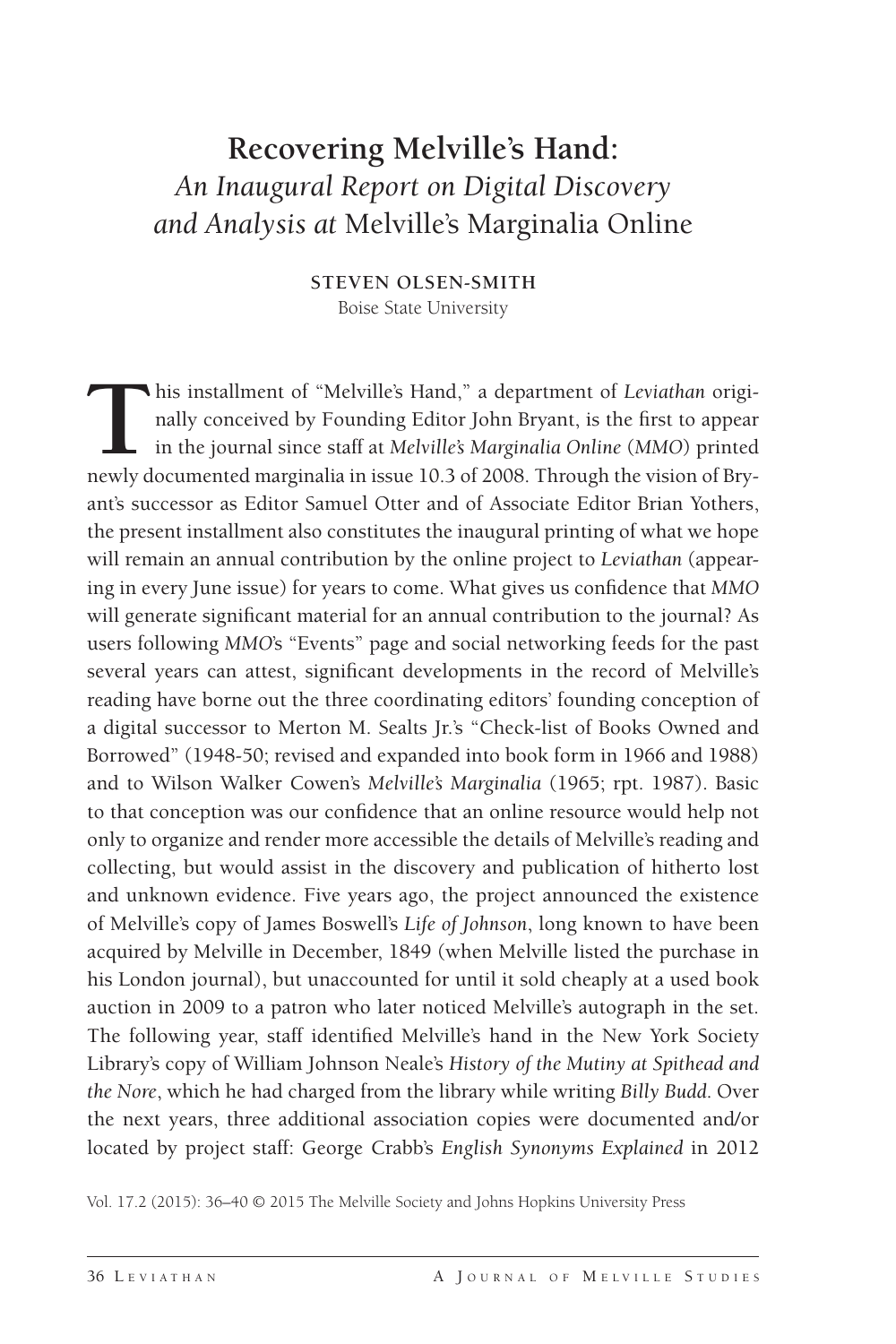# Recovering Melville's Hand:
## *An Inaugural Report on Digital Discovery and Analysis at* Melville's Marginalia Online

**STEVEN OLSEN-SMITH**
Boise State University

This installment of "Melville's Hand," a department of *Leviathan* originally conceived by Founding Editor John Bryant, is the first to appear in the journal since staff at *Melville's Marginalia Online* (*MMO*) printed newly documented marginalia in issue 10.3 of 2008. Through the vision of Bryant's successor as Editor Samuel Otter and of Associate Editor Brian Yothers, the present installment also constitutes the inaugural printing of what we hope will remain an annual contribution by the online project to *Leviathan* (appearing in every June issue) for years to come. What gives us confidence that *MMO* will generate significant material for an annual contribution to the journal? As users following *MMO*'s "Events" page and social networking feeds for the past several years can attest, significant developments in the record of Melville's reading have borne out the three coordinating editors' founding conception of a digital successor to Merton M. Sealts Jr.'s "Check-list of Books Owned and Borrowed" (1948-50; revised and expanded into book form in 1966 and 1988) and to Wilson Walker Cowen's *Melville's Marginalia* (1965; rpt. 1987). Basic to that conception was our confidence that an online resource would help not only to organize and render more accessible the details of Melville's reading and collecting, but would assist in the discovery and publication of hitherto lost and unknown evidence. Five years ago, the project announced the existence of Melville's copy of James Boswell's *Life of Johnson*, long known to have been acquired by Melville in December, 1849 (when Melville listed the purchase in his London journal), but unaccounted for until it sold cheaply at a used book auction in 2009 to a patron who later noticed Melville's autograph in the set. The following year, staff identified Melville's hand in the New York Society Library's copy of William Johnson Neale's *History of the Mutiny at Spithead and the Nore*, which he had charged from the library while writing *Billy Budd*. Over the next years, three additional association copies were documented and/or located by project staff: George Crabb's *English Synonyms Explained* in 2012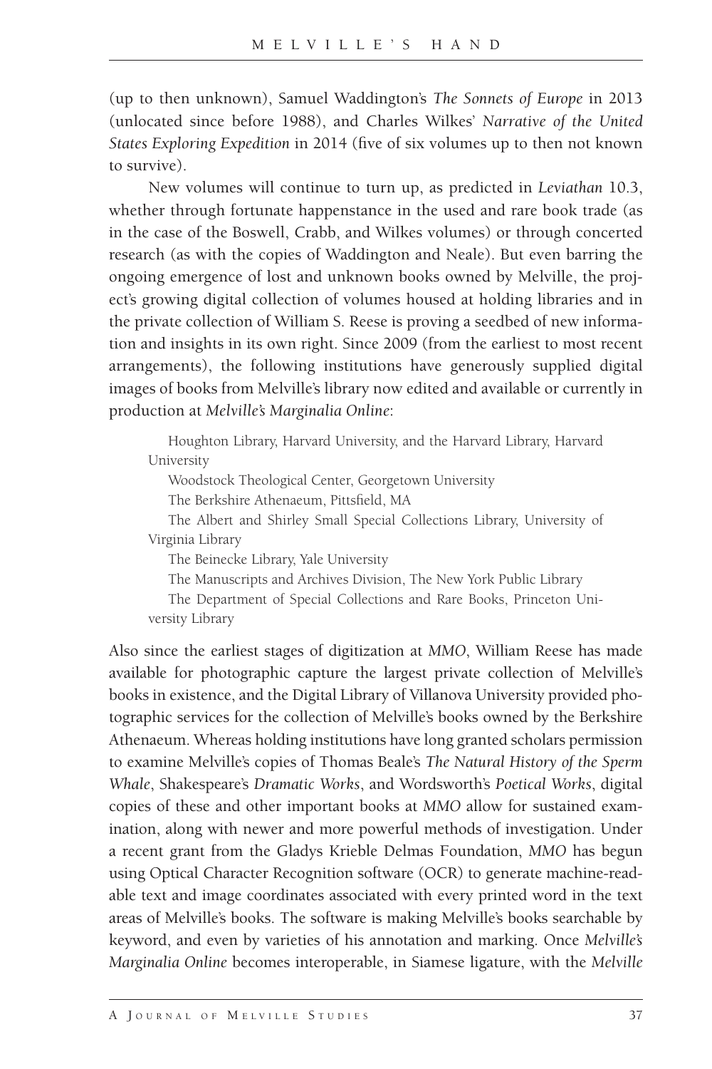(up to then unknown), Samuel Waddington's *The Sonnets of Europe* in 2013 (unlocated since before 1988), and Charles Wilkes' *Narrative of the United States Exploring Expedition* in 2014 (five of six volumes up to then not known to survive).

New volumes will continue to turn up, as predicted in *Leviathan* 10.3, whether through fortunate happenstance in the used and rare book trade (as in the case of the Boswell, Crabb, and Wilkes volumes) or through concerted research (as with the copies of Waddington and Neale). But even barring the ongoing emergence of lost and unknown books owned by Melville, the project's growing digital collection of volumes housed at holding libraries and in the private collection of William S. Reese is proving a seedbed of new information and insights in its own right. Since 2009 (from the earliest to most recent arrangements), the following institutions have generously supplied digital images of books from Melville's library now edited and available or currently in production at *Melville's Marginalia Online*:

Houghton Library, Harvard University, and the Harvard Library, Harvard University

Woodstock Theological Center, Georgetown University

The Berkshire Athenaeum, Pittsfield, MA

The Albert and Shirley Small Special Collections Library, University of Virginia Library

The Beinecke Library, Yale University

The Manuscripts and Archives Division, The New York Public Library

The Department of Special Collections and Rare Books, Princeton University Library

Also since the earliest stages of digitization at *MMO*, William Reese has made available for photographic capture the largest private collection of Melville's books in existence, and the Digital Library of Villanova University provided photographic services for the collection of Melville's books owned by the Berkshire Athenaeum. Whereas holding institutions have long granted scholars permission to examine Melville's copies of Thomas Beale's *The Natural History of the Sperm Whale*, Shakespeare's *Dramatic Works*, and Wordsworth's *Poetical Works*, digital copies of these and other important books at *MMO* allow for sustained examination, along with newer and more powerful methods of investigation. Under a recent grant from the Gladys Krieble Delmas Foundation, *MMO* has begun using Optical Character Recognition software (OCR) to generate machine-readable text and image coordinates associated with every printed word in the text areas of Melville's books. The software is making Melville's books searchable by keyword, and even by varieties of his annotation and marking. Once *Melville's Marginalia Online* becomes interoperable, in Siamese ligature, with the *Melville*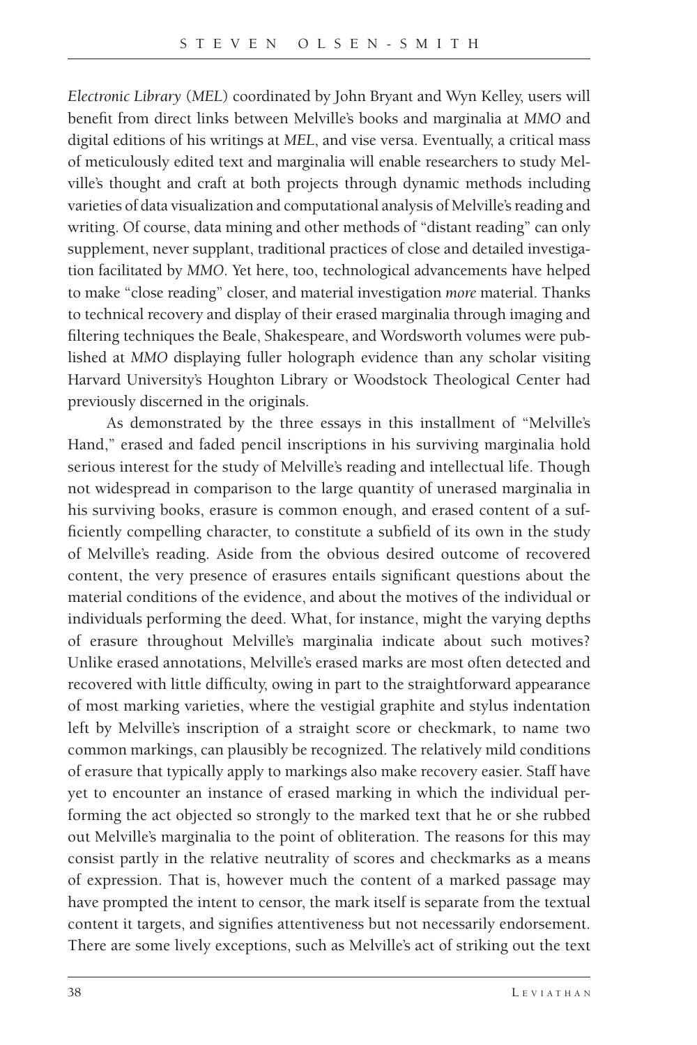*Electronic Library* (*MEL*) coordinated by John Bryant and Wyn Kelley, users will benefit from direct links between Melville's books and marginalia at *MMO* and digital editions of his writings at *MEL*, and vise versa. Eventually, a critical mass of meticulously edited text and marginalia will enable researchers to study Melville's thought and craft at both projects through dynamic methods including varieties of data visualization and computational analysis of Melville's reading and writing. Of course, data mining and other methods of "distant reading" can only supplement, never supplant, traditional practices of close and detailed investigation facilitated by *MMO*. Yet here, too, technological advancements have helped to make "close reading" closer, and material investigation *more* material. Thanks to technical recovery and display of their erased marginalia through imaging and filtering techniques the Beale, Shakespeare, and Wordsworth volumes were published at *MMO* displaying fuller holograph evidence than any scholar visiting Harvard University's Houghton Library or Woodstock Theological Center had previously discerned in the originals.

As demonstrated by the three essays in this installment of "Melville's Hand," erased and faded pencil inscriptions in his surviving marginalia hold serious interest for the study of Melville's reading and intellectual life. Though not widespread in comparison to the large quantity of unerased marginalia in his surviving books, erasure is common enough, and erased content of a sufficiently compelling character, to constitute a subfield of its own in the study of Melville's reading. Aside from the obvious desired outcome of recovered content, the very presence of erasures entails significant questions about the material conditions of the evidence, and about the motives of the individual or individuals performing the deed. What, for instance, might the varying depths of erasure throughout Melville's marginalia indicate about such motives? Unlike erased annotations, Melville's erased marks are most often detected and recovered with little difficulty, owing in part to the straightforward appearance of most marking varieties, where the vestigial graphite and stylus indentation left by Melville's inscription of a straight score or checkmark, to name two common markings, can plausibly be recognized. The relatively mild conditions of erasure that typically apply to markings also make recovery easier. Staff have yet to encounter an instance of erased marking in which the individual performing the act objected so strongly to the marked text that he or she rubbed out Melville's marginalia to the point of obliteration. The reasons for this may consist partly in the relative neutrality of scores and checkmarks as a means of expression. That is, however much the content of a marked passage may have prompted the intent to censor, the mark itself is separate from the textual content it targets, and signifies attentiveness but not necessarily endorsement. There are some lively exceptions, such as Melville's act of striking out the text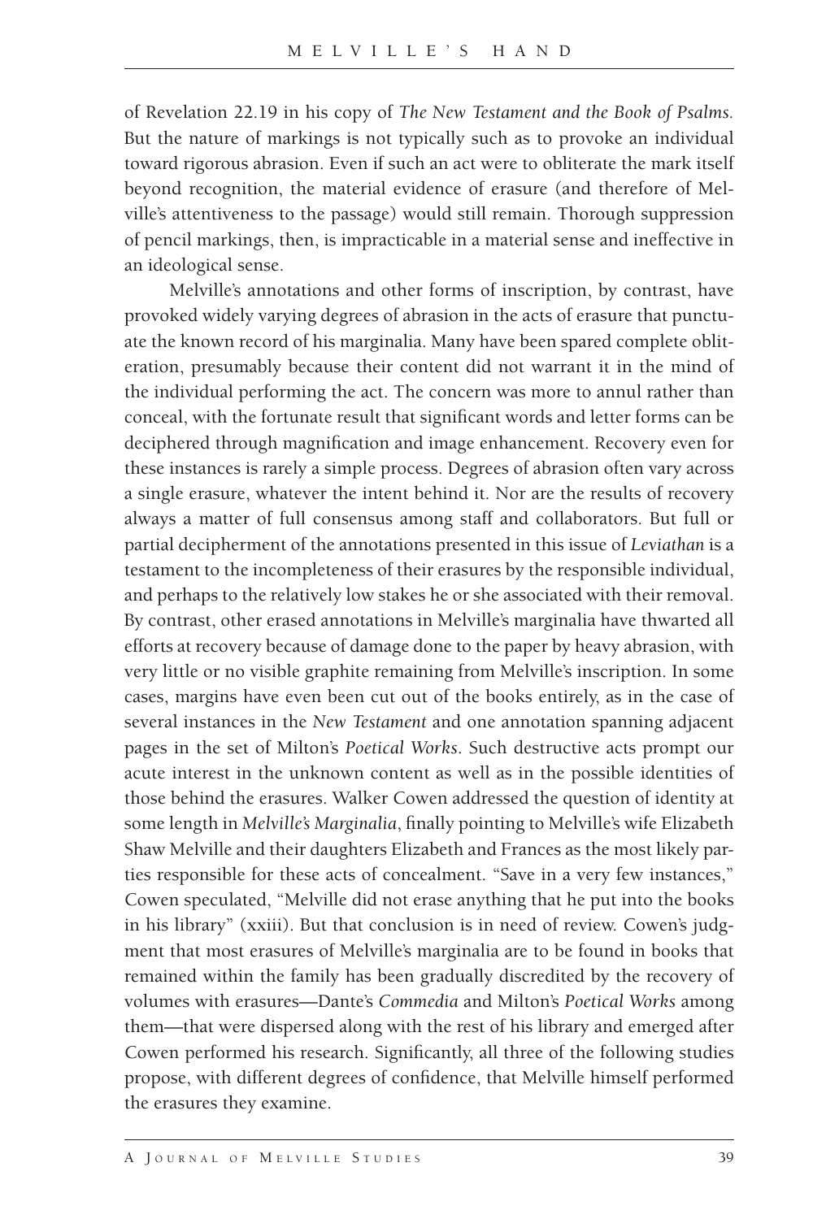of Revelation 22.19 in his copy of *The New Testament and the Book of Psalms*. But the nature of markings is not typically such as to provoke an individual toward rigorous abrasion. Even if such an act were to obliterate the mark itself beyond recognition, the material evidence of erasure (and therefore of Melville's attentiveness to the passage) would still remain. Thorough suppression of pencil markings, then, is impracticable in a material sense and ineffective in an ideological sense.

Melville's annotations and other forms of inscription, by contrast, have provoked widely varying degrees of abrasion in the acts of erasure that punctuate the known record of his marginalia. Many have been spared complete obliteration, presumably because their content did not warrant it in the mind of the individual performing the act. The concern was more to annul rather than conceal, with the fortunate result that significant words and letter forms can be deciphered through magnification and image enhancement. Recovery even for these instances is rarely a simple process. Degrees of abrasion often vary across a single erasure, whatever the intent behind it. Nor are the results of recovery always a matter of full consensus among staff and collaborators. But full or partial decipherment of the annotations presented in this issue of *Leviathan* is a testament to the incompleteness of their erasures by the responsible individual, and perhaps to the relatively low stakes he or she associated with their removal. By contrast, other erased annotations in Melville's marginalia have thwarted all efforts at recovery because of damage done to the paper by heavy abrasion, with very little or no visible graphite remaining from Melville's inscription. In some cases, margins have even been cut out of the books entirely, as in the case of several instances in the *New Testament* and one annotation spanning adjacent pages in the set of Milton's *Poetical Works*. Such destructive acts prompt our acute interest in the unknown content as well as in the possible identities of those behind the erasures. Walker Cowen addressed the question of identity at some length in *Melville's Marginalia*, finally pointing to Melville's wife Elizabeth Shaw Melville and their daughters Elizabeth and Frances as the most likely parties responsible for these acts of concealment. "Save in a very few instances," Cowen speculated, "Melville did not erase anything that he put into the books in his library" (xxiii). But that conclusion is in need of review. Cowen's judgment that most erasures of Melville's marginalia are to be found in books that remained within the family has been gradually discredited by the recovery of volumes with erasures—Dante's *Commedia* and Milton's *Poetical Works* among them—that were dispersed along with the rest of his library and emerged after Cowen performed his research. Significantly, all three of the following studies propose, with different degrees of confidence, that Melville himself performed the erasures they examine.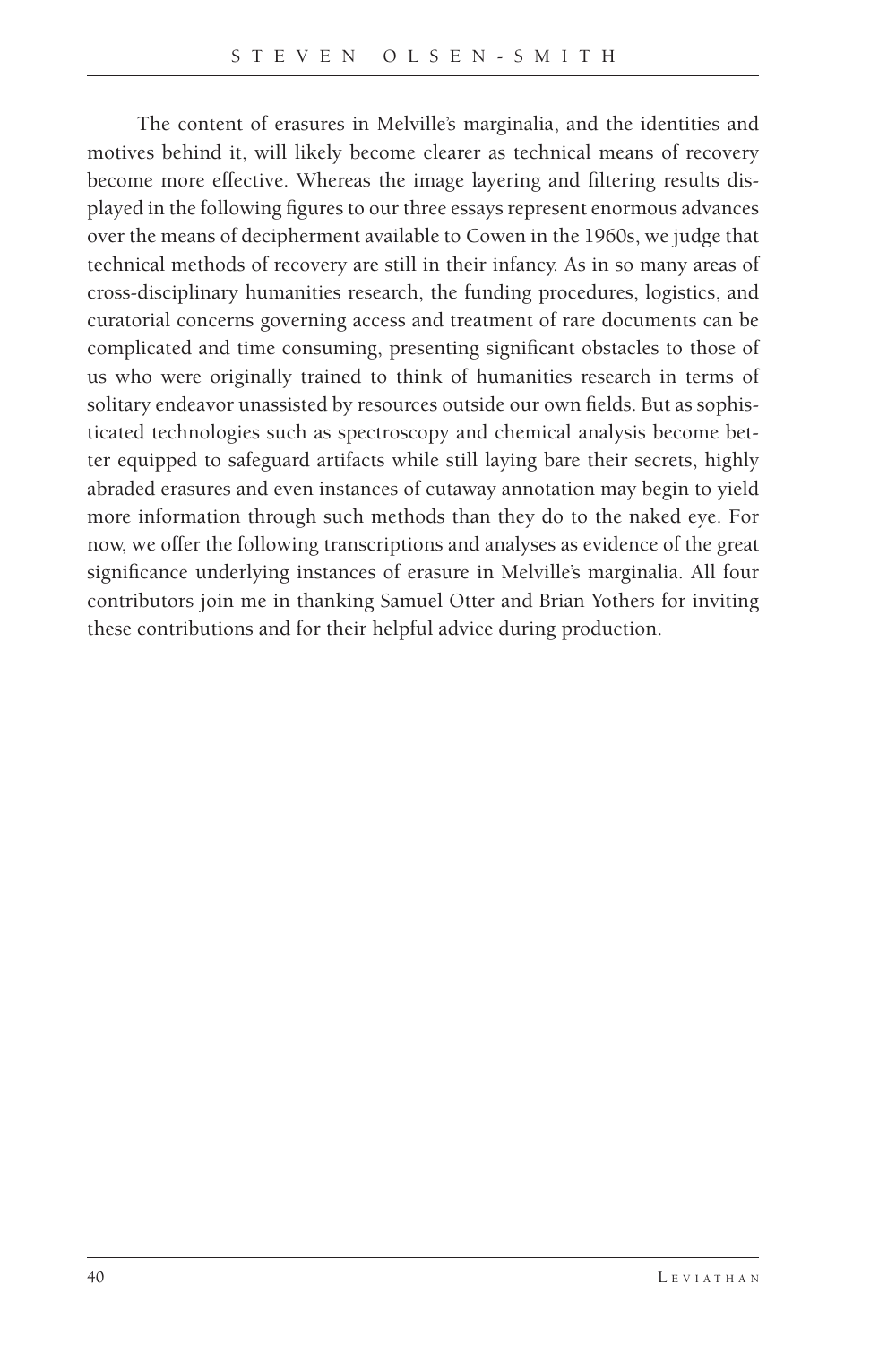The content of erasures in Melville's marginalia, and the identities and motives behind it, will likely become clearer as technical means of recovery become more effective. Whereas the image layering and filtering results displayed in the following figures to our three essays represent enormous advances over the means of decipherment available to Cowen in the 1960s, we judge that technical methods of recovery are still in their infancy. As in so many areas of cross-disciplinary humanities research, the funding procedures, logistics, and curatorial concerns governing access and treatment of rare documents can be complicated and time consuming, presenting significant obstacles to those of us who were originally trained to think of humanities research in terms of solitary endeavor unassisted by resources outside our own fields. But as sophisticated technologies such as spectroscopy and chemical analysis become better equipped to safeguard artifacts while still laying bare their secrets, highly abraded erasures and even instances of cutaway annotation may begin to yield more information through such methods than they do to the naked eye. For now, we offer the following transcriptions and analyses as evidence of the great significance underlying instances of erasure in Melville's marginalia. All four contributors join me in thanking Samuel Otter and Brian Yothers for inviting these contributions and for their helpful advice during production.